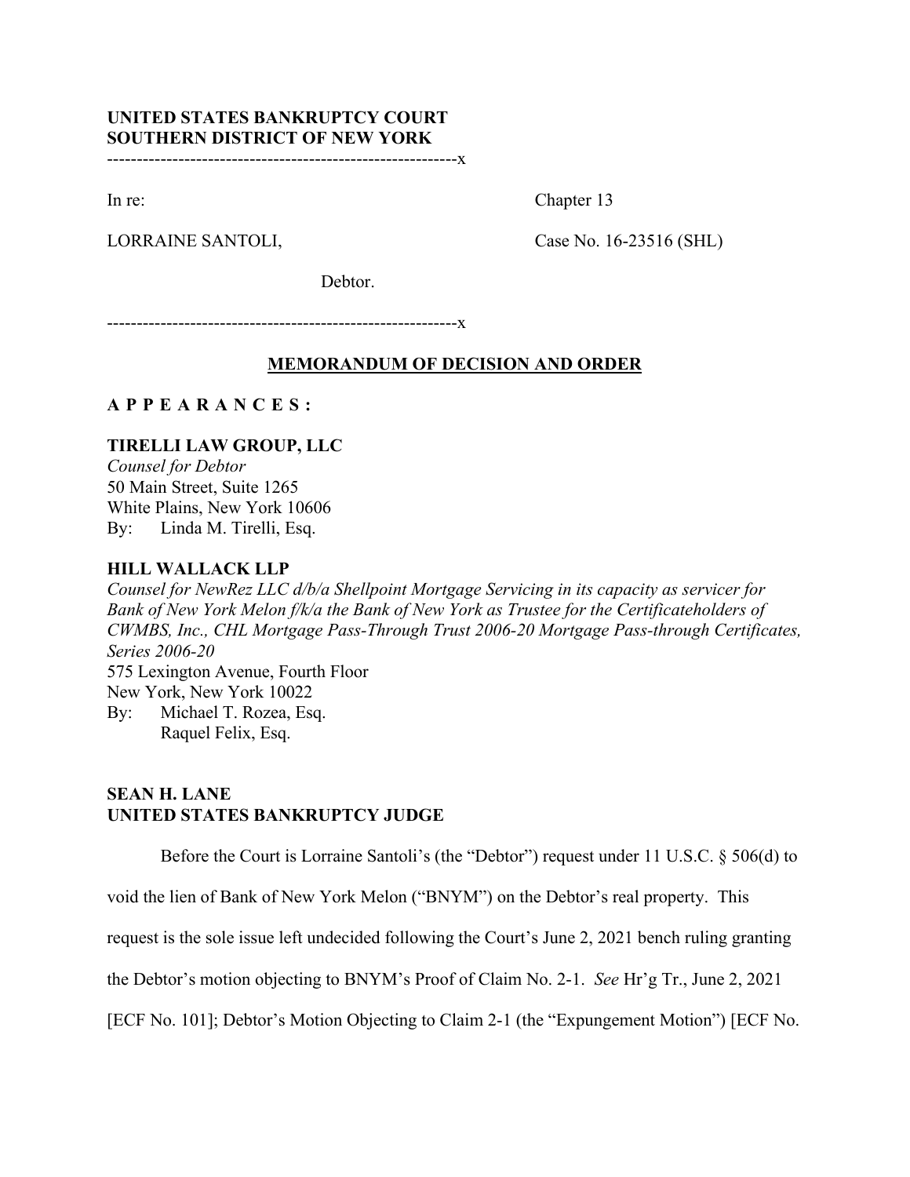**UNITED STATES BANKRUPTCY COURT**
**SOUTHERN DISTRICT OF NEW YORK**

----------------------------------------------------------x

In re: Chapter 13

LORRAINE SANTOLI, Case No. 16-23516 (SHL)

Debtor.

----------------------------------------------------------x

## MEMORANDUM OF DECISION AND ORDER

**A P P E A R A N C E S :**

**TIRELLI LAW GROUP, LLC**
*Counsel for Debtor*
50 Main Street, Suite 1265
White Plains, New York 10606
By: Linda M. Tirelli, Esq.

**HILL WALLACK LLP**
*Counsel for NewRez LLC d/b/a Shellpoint Mortgage Servicing in its capacity as servicer for Bank of New York Melon f/k/a the Bank of New York as Trustee for the Certificateholders of CWMBS, Inc., CHL Mortgage Pass-Through Trust 2006-20 Mortgage Pass-through Certificates, Series 2006-20*
575 Lexington Avenue, Fourth Floor
New York, New York 10022
By: Michael T. Rozea, Esq.
Raquel Felix, Esq.

**SEAN H. LANE**
**UNITED STATES BANKRUPTCY JUDGE**

Before the Court is Lorraine Santoli's (the "Debtor") request under 11 U.S.C. § 506(d) to void the lien of Bank of New York Melon ("BNYM") on the Debtor's real property. This request is the sole issue left undecided following the Court's June 2, 2021 bench ruling granting the Debtor's motion objecting to BNYM's Proof of Claim No. 2-1. *See* Hr'g Tr., June 2, 2021 [ECF No. 101]; Debtor's Motion Objecting to Claim 2-1 (the "Expungement Motion") [ECF No.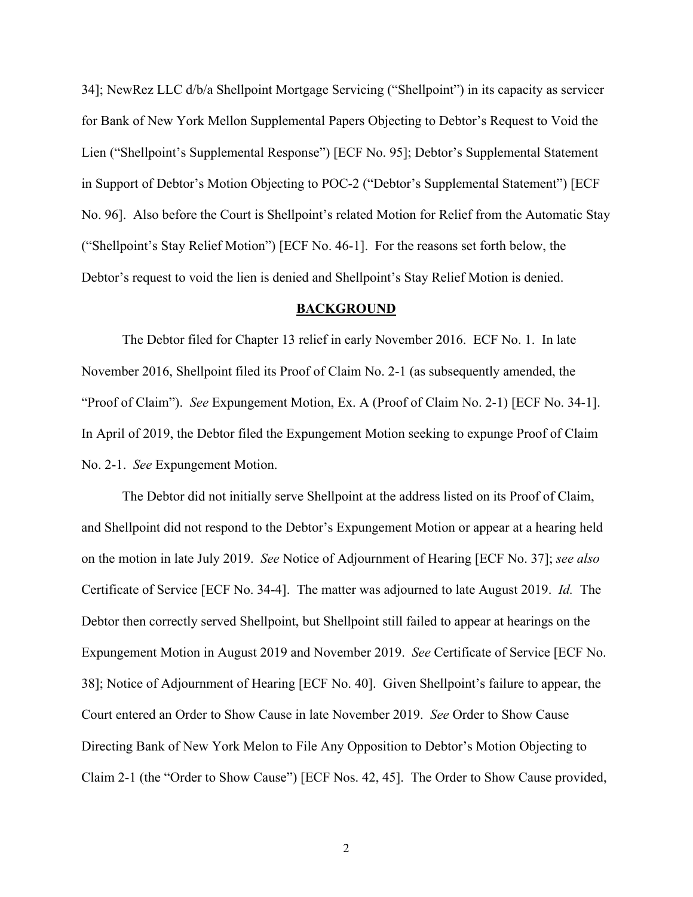34]; NewRez LLC d/b/a Shellpoint Mortgage Servicing ("Shellpoint") in its capacity as servicer for Bank of New York Mellon Supplemental Papers Objecting to Debtor's Request to Void the Lien ("Shellpoint's Supplemental Response") [ECF No. 95]; Debtor's Supplemental Statement in Support of Debtor's Motion Objecting to POC-2 ("Debtor's Supplemental Statement") [ECF No. 96]. Also before the Court is Shellpoint's related Motion for Relief from the Automatic Stay ("Shellpoint's Stay Relief Motion") [ECF No. 46-1]. For the reasons set forth below, the Debtor's request to void the lien is denied and Shellpoint's Stay Relief Motion is denied.

## BACKGROUND

The Debtor filed for Chapter 13 relief in early November 2016. ECF No. 1. In late November 2016, Shellpoint filed its Proof of Claim No. 2-1 (as subsequently amended, the "Proof of Claim"). *See* Expungement Motion, Ex. A (Proof of Claim No. 2-1) [ECF No. 34-1]. In April of 2019, the Debtor filed the Expungement Motion seeking to expunge Proof of Claim No. 2-1. *See* Expungement Motion.

The Debtor did not initially serve Shellpoint at the address listed on its Proof of Claim, and Shellpoint did not respond to the Debtor's Expungement Motion or appear at a hearing held on the motion in late July 2019. *See* Notice of Adjournment of Hearing [ECF No. 37]; *see also* Certificate of Service [ECF No. 34-4]. The matter was adjourned to late August 2019. *Id.* The Debtor then correctly served Shellpoint, but Shellpoint still failed to appear at hearings on the Expungement Motion in August 2019 and November 2019. *See* Certificate of Service [ECF No. 38]; Notice of Adjournment of Hearing [ECF No. 40]. Given Shellpoint's failure to appear, the Court entered an Order to Show Cause in late November 2019. *See* Order to Show Cause Directing Bank of New York Melon to File Any Opposition to Debtor's Motion Objecting to Claim 2-1 (the "Order to Show Cause") [ECF Nos. 42, 45]. The Order to Show Cause provided,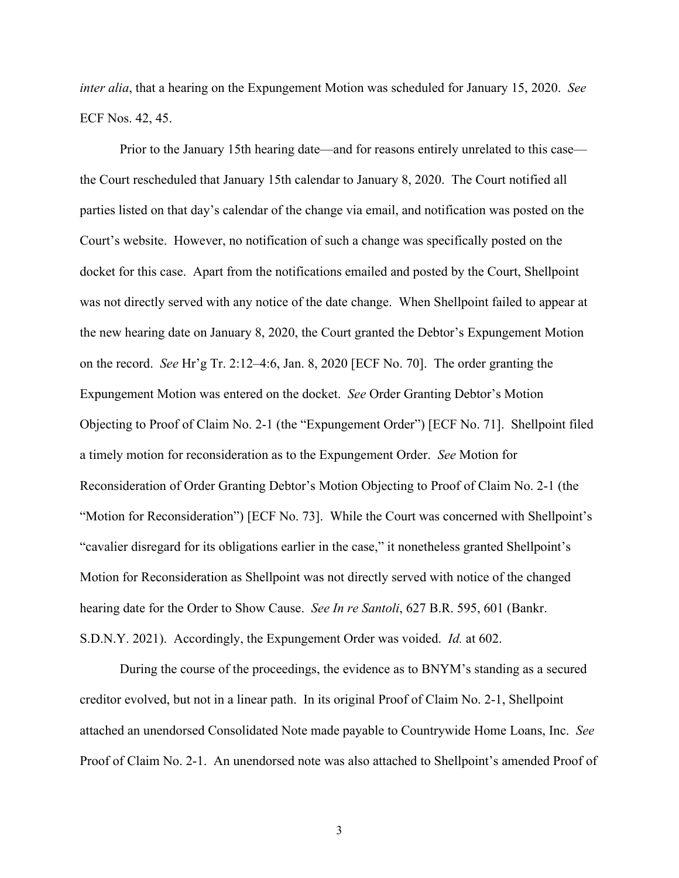*inter alia*, that a hearing on the Expungement Motion was scheduled for January 15, 2020. *See* ECF Nos. 42, 45.

Prior to the January 15th hearing date—and for reasons entirely unrelated to this case—the Court rescheduled that January 15th calendar to January 8, 2020. The Court notified all parties listed on that day's calendar of the change via email, and notification was posted on the Court's website. However, no notification of such a change was specifically posted on the docket for this case. Apart from the notifications emailed and posted by the Court, Shellpoint was not directly served with any notice of the date change. When Shellpoint failed to appear at the new hearing date on January 8, 2020, the Court granted the Debtor's Expungement Motion on the record. *See* Hr'g Tr. 2:12–4:6, Jan. 8, 2020 [ECF No. 70]. The order granting the Expungement Motion was entered on the docket. *See* Order Granting Debtor's Motion Objecting to Proof of Claim No. 2-1 (the "Expungement Order") [ECF No. 71]. Shellpoint filed a timely motion for reconsideration as to the Expungement Order. *See* Motion for Reconsideration of Order Granting Debtor's Motion Objecting to Proof of Claim No. 2-1 (the "Motion for Reconsideration") [ECF No. 73]. While the Court was concerned with Shellpoint's "cavalier disregard for its obligations earlier in the case," it nonetheless granted Shellpoint's Motion for Reconsideration as Shellpoint was not directly served with notice of the changed hearing date for the Order to Show Cause. *See In re Santoli*, 627 B.R. 595, 601 (Bankr. S.D.N.Y. 2021). Accordingly, the Expungement Order was voided. *Id.* at 602.

During the course of the proceedings, the evidence as to BNYM's standing as a secured creditor evolved, but not in a linear path. In its original Proof of Claim No. 2-1, Shellpoint attached an unendorsed Consolidated Note made payable to Countrywide Home Loans, Inc. *See* Proof of Claim No. 2-1. An unendorsed note was also attached to Shellpoint's amended Proof of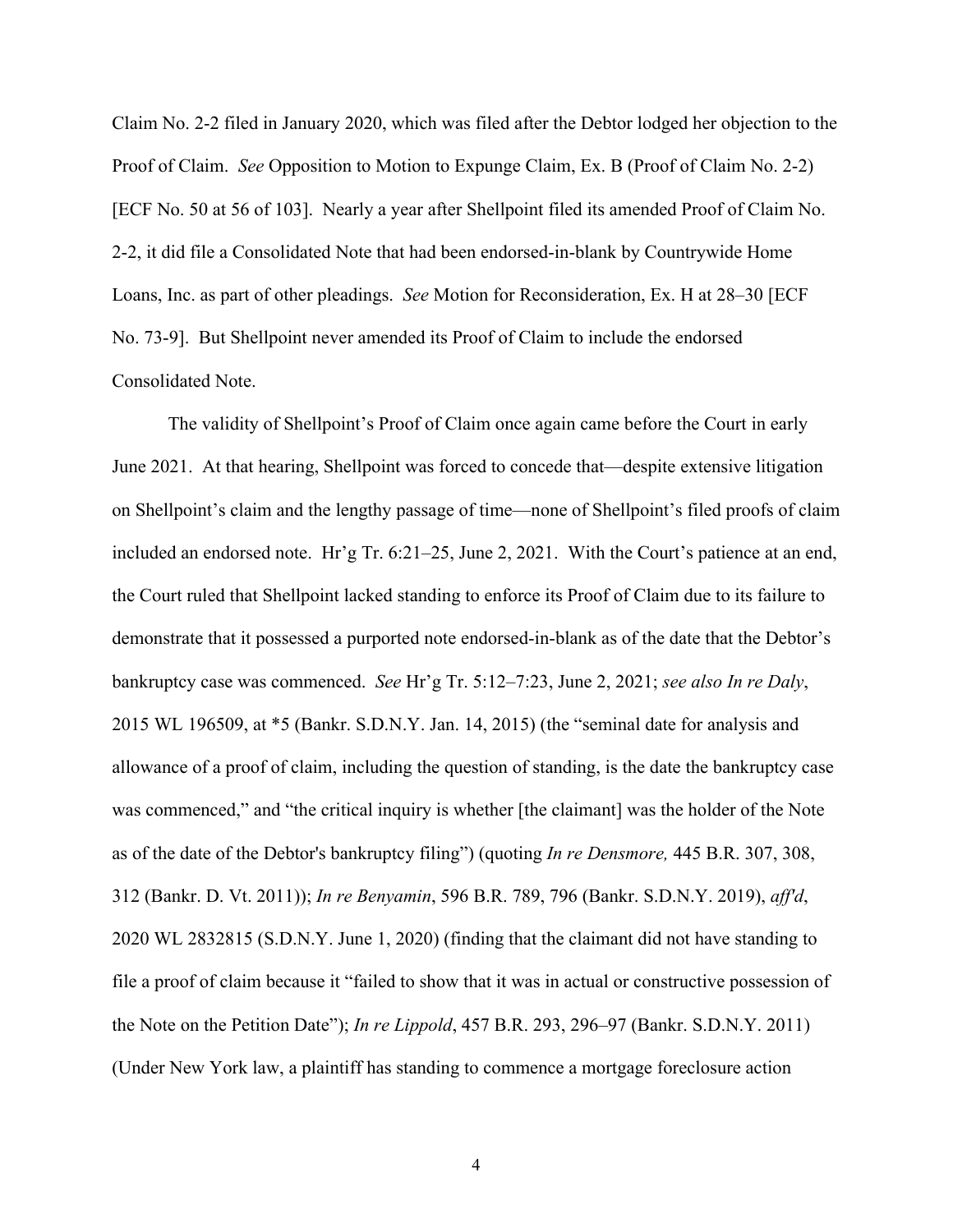Claim No. 2-2 filed in January 2020, which was filed after the Debtor lodged her objection to the Proof of Claim. *See* Opposition to Motion to Expunge Claim, Ex. B (Proof of Claim No. 2-2) [ECF No. 50 at 56 of 103]. Nearly a year after Shellpoint filed its amended Proof of Claim No. 2-2, it did file a Consolidated Note that had been endorsed-in-blank by Countrywide Home Loans, Inc. as part of other pleadings. *See* Motion for Reconsideration, Ex. H at 28–30 [ECF No. 73-9]. But Shellpoint never amended its Proof of Claim to include the endorsed Consolidated Note.

The validity of Shellpoint's Proof of Claim once again came before the Court in early June 2021. At that hearing, Shellpoint was forced to concede that—despite extensive litigation on Shellpoint's claim and the lengthy passage of time—none of Shellpoint's filed proofs of claim included an endorsed note. Hr'g Tr. 6:21–25, June 2, 2021. With the Court's patience at an end, the Court ruled that Shellpoint lacked standing to enforce its Proof of Claim due to its failure to demonstrate that it possessed a purported note endorsed-in-blank as of the date that the Debtor's bankruptcy case was commenced. *See* Hr'g Tr. 5:12–7:23, June 2, 2021; *see also In re Daly*, 2015 WL 196509, at *5 (Bankr. S.D.N.Y. Jan. 14, 2015) (the "seminal date for analysis and allowance of a proof of claim, including the question of standing, is the date the bankruptcy case was commenced," and "the critical inquiry is whether [the claimant] was the holder of the Note as of the date of the Debtor's bankruptcy filing") (quoting *In re Densmore,* 445 B.R. 307, 308, 312 (Bankr. D. Vt. 2011)); *In re Benyamin*, 596 B.R. 789, 796 (Bankr. S.D.N.Y. 2019), *aff'd*, 2020 WL 2832815 (S.D.N.Y. June 1, 2020) (finding that the claimant did not have standing to file a proof of claim because it "failed to show that it was in actual or constructive possession of the Note on the Petition Date"); *In re Lippold*, 457 B.R. 293, 296–97 (Bankr. S.D.N.Y. 2011) (Under New York law, a plaintiff has standing to commence a mortgage foreclosure action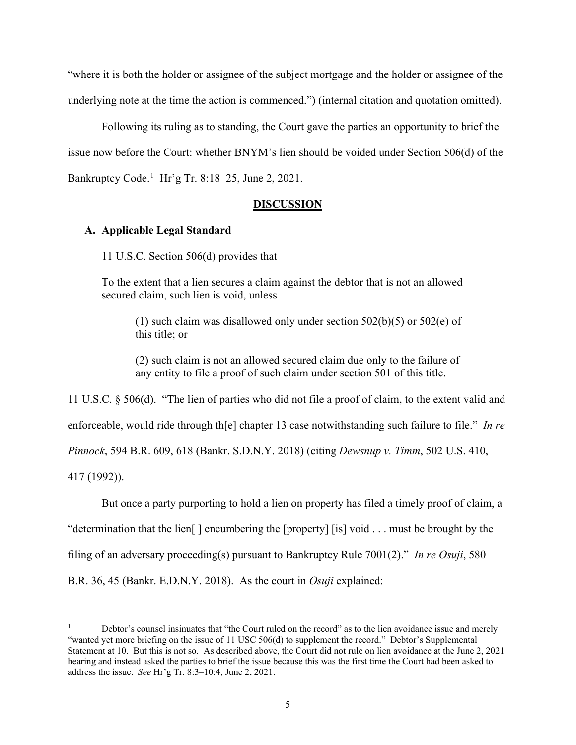"where it is both the holder or assignee of the subject mortgage and the holder or assignee of the underlying note at the time the action is commenced.") (internal citation and quotation omitted).

Following its ruling as to standing, the Court gave the parties an opportunity to brief the issue now before the Court: whether BNYM's lien should be voided under Section 506(d) of the Bankruptcy Code.[1] Hr'g Tr. 8:18–25, June 2, 2021.

## DISCUSSION

### A. Applicable Legal Standard

11 U.S.C. Section 506(d) provides that

> To the extent that a lien secures a claim against the debtor that is not an allowed secured claim, such lien is void, unless—
>
> > (1) such claim was disallowed only under section 502(b)(5) or 502(e) of this title; or
> >
> > (2) such claim is not an allowed secured claim due only to the failure of any entity to file a proof of such claim under section 501 of this title.

11 U.S.C. § 506(d). "The lien of parties who did not file a proof of claim, to the extent valid and enforceable, would ride through th[e] chapter 13 case notwithstanding such failure to file." *In re Pinnock*, 594 B.R. 609, 618 (Bankr. S.D.N.Y. 2018) (citing *Dewsnup v. Timm*, 502 U.S. 410, 417 (1992)).

But once a party purporting to hold a lien on property has filed a timely proof of claim, a "determination that the lien[ ] encumbering the [property] [is] void . . . must be brought by the filing of an adversary proceeding(s) pursuant to Bankruptcy Rule 7001(2)." *In re Osuji*, 580 B.R. 36, 45 (Bankr. E.D.N.Y. 2018). As the court in *Osuji* explained:

---

[1] Debtor's counsel insinuates that "the Court ruled on the record" as to the lien avoidance issue and merely "wanted yet more briefing on the issue of 11 USC 506(d) to supplement the record." Debtor's Supplemental Statement at 10. But this is not so. As described above, the Court did not rule on lien avoidance at the June 2, 2021 hearing and instead asked the parties to brief the issue because this was the first time the Court had been asked to address the issue. *See* Hr'g Tr. 8:3–10:4, June 2, 2021.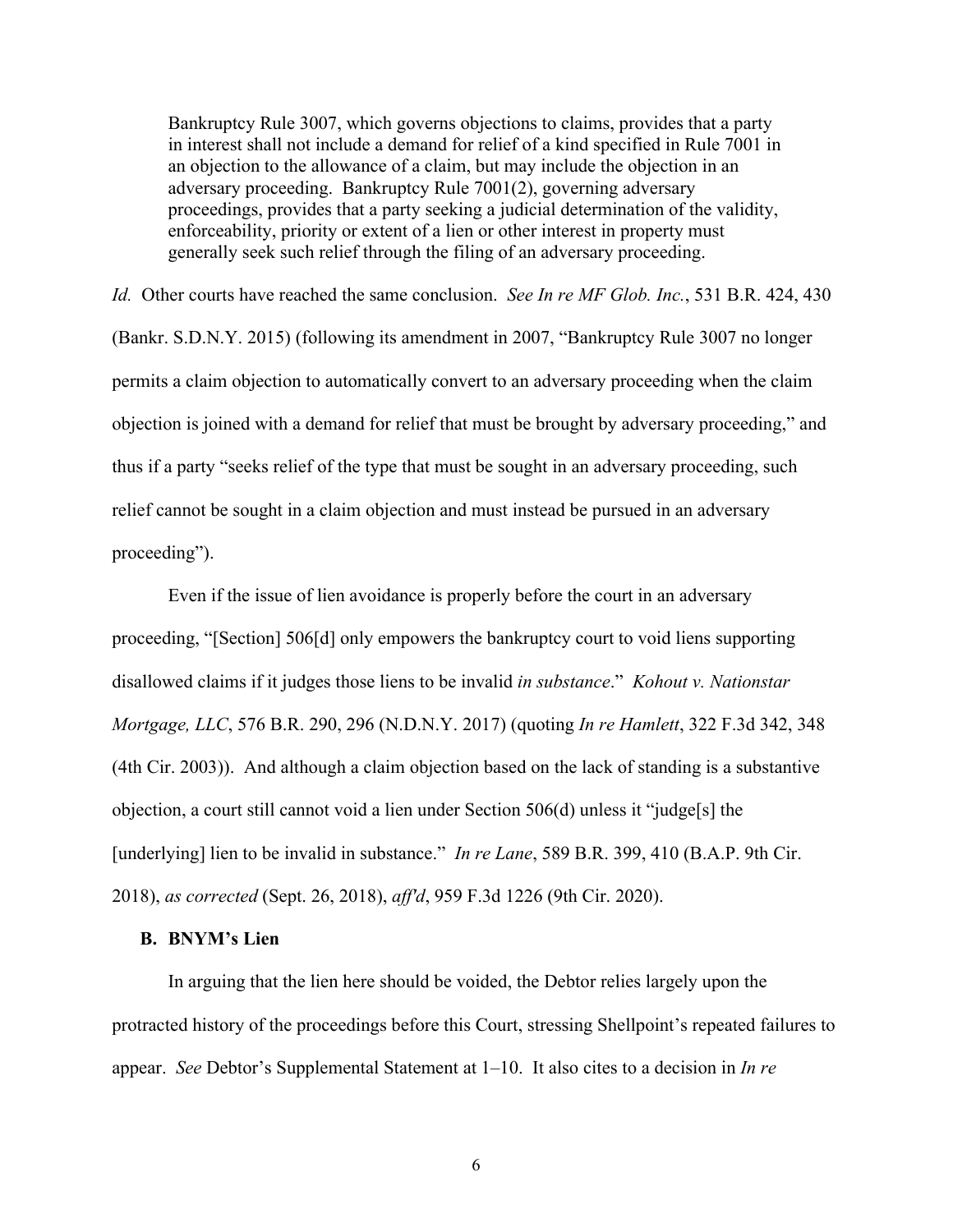> Bankruptcy Rule 3007, which governs objections to claims, provides that a party in interest shall not include a demand for relief of a kind specified in Rule 7001 in an objection to the allowance of a claim, but may include the objection in an adversary proceeding. Bankruptcy Rule 7001(2), governing adversary proceedings, provides that a party seeking a judicial determination of the validity, enforceability, priority or extent of a lien or other interest in property must generally seek such relief through the filing of an adversary proceeding.

*Id.* Other courts have reached the same conclusion. *See In re MF Glob. Inc.*, 531 B.R. 424, 430 (Bankr. S.D.N.Y. 2015) (following its amendment in 2007, "Bankruptcy Rule 3007 no longer permits a claim objection to automatically convert to an adversary proceeding when the claim objection is joined with a demand for relief that must be brought by adversary proceeding," and thus if a party "seeks relief of the type that must be sought in an adversary proceeding, such relief cannot be sought in a claim objection and must instead be pursued in an adversary proceeding").

Even if the issue of lien avoidance is properly before the court in an adversary proceeding, "[Section] 506[d] only empowers the bankruptcy court to void liens supporting disallowed claims if it judges those liens to be invalid *in substance*." *Kohout v. Nationstar Mortgage, LLC*, 576 B.R. 290, 296 (N.D.N.Y. 2017) (quoting *In re Hamlett*, 322 F.3d 342, 348 (4th Cir. 2003)). And although a claim objection based on the lack of standing is a substantive objection, a court still cannot void a lien under Section 506(d) unless it "judge[s] the [underlying] lien to be invalid in substance." *In re Lane*, 589 B.R. 399, 410 (B.A.P. 9th Cir. 2018), *as corrected* (Sept. 26, 2018), *aff'd*, 959 F.3d 1226 (9th Cir. 2020).

### B. BNYM's Lien

In arguing that the lien here should be voided, the Debtor relies largely upon the protracted history of the proceedings before this Court, stressing Shellpoint's repeated failures to appear. *See* Debtor's Supplemental Statement at 1–10. It also cites to a decision in *In re*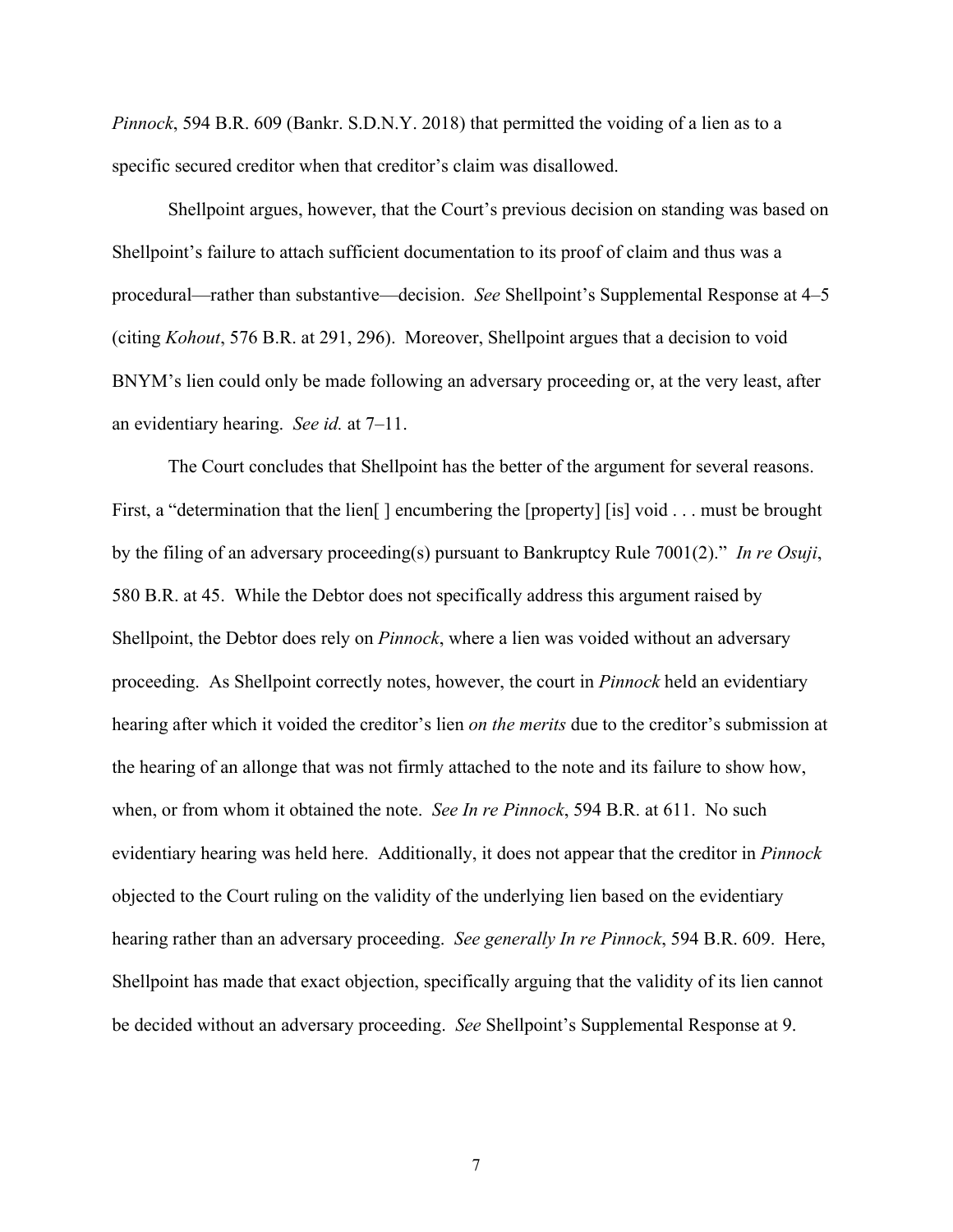*Pinnock*, 594 B.R. 609 (Bankr. S.D.N.Y. 2018) that permitted the voiding of a lien as to a specific secured creditor when that creditor's claim was disallowed.

Shellpoint argues, however, that the Court's previous decision on standing was based on Shellpoint's failure to attach sufficient documentation to its proof of claim and thus was a procedural—rather than substantive—decision. *See* Shellpoint's Supplemental Response at 4–5 (citing *Kohout*, 576 B.R. at 291, 296). Moreover, Shellpoint argues that a decision to void BNYM's lien could only be made following an adversary proceeding or, at the very least, after an evidentiary hearing. *See id.* at 7–11.

The Court concludes that Shellpoint has the better of the argument for several reasons. First, a "determination that the lien[ ] encumbering the [property] [is] void . . . must be brought by the filing of an adversary proceeding(s) pursuant to Bankruptcy Rule 7001(2)." *In re Osuji*, 580 B.R. at 45. While the Debtor does not specifically address this argument raised by Shellpoint, the Debtor does rely on *Pinnock*, where a lien was voided without an adversary proceeding. As Shellpoint correctly notes, however, the court in *Pinnock* held an evidentiary hearing after which it voided the creditor's lien *on the merits* due to the creditor's submission at the hearing of an allonge that was not firmly attached to the note and its failure to show how, when, or from whom it obtained the note. *See In re Pinnock*, 594 B.R. at 611. No such evidentiary hearing was held here. Additionally, it does not appear that the creditor in *Pinnock* objected to the Court ruling on the validity of the underlying lien based on the evidentiary hearing rather than an adversary proceeding. *See generally In re Pinnock*, 594 B.R. 609. Here, Shellpoint has made that exact objection, specifically arguing that the validity of its lien cannot be decided without an adversary proceeding. *See* Shellpoint's Supplemental Response at 9.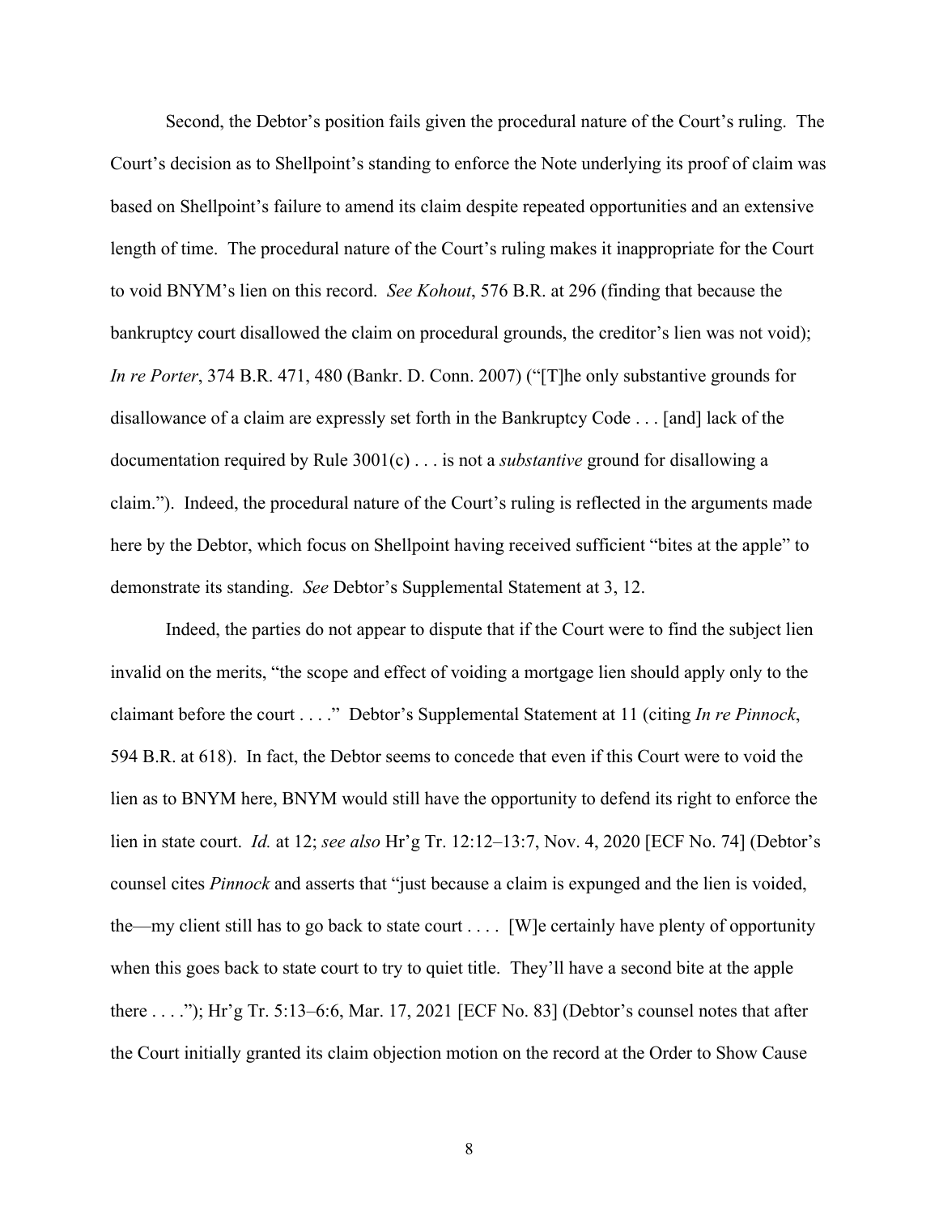Second, the Debtor's position fails given the procedural nature of the Court's ruling. The Court's decision as to Shellpoint's standing to enforce the Note underlying its proof of claim was based on Shellpoint's failure to amend its claim despite repeated opportunities and an extensive length of time. The procedural nature of the Court's ruling makes it inappropriate for the Court to void BNYM's lien on this record. *See Kohout*, 576 B.R. at 296 (finding that because the bankruptcy court disallowed the claim on procedural grounds, the creditor's lien was not void); *In re Porter*, 374 B.R. 471, 480 (Bankr. D. Conn. 2007) ("[T]he only substantive grounds for disallowance of a claim are expressly set forth in the Bankruptcy Code . . . [and] lack of the documentation required by Rule 3001(c) . . . is not a *substantive* ground for disallowing a claim."). Indeed, the procedural nature of the Court's ruling is reflected in the arguments made here by the Debtor, which focus on Shellpoint having received sufficient "bites at the apple" to demonstrate its standing. *See* Debtor's Supplemental Statement at 3, 12.

Indeed, the parties do not appear to dispute that if the Court were to find the subject lien invalid on the merits, "the scope and effect of voiding a mortgage lien should apply only to the claimant before the court . . . ." Debtor's Supplemental Statement at 11 (citing *In re Pinnock*, 594 B.R. at 618). In fact, the Debtor seems to concede that even if this Court were to void the lien as to BNYM here, BNYM would still have the opportunity to defend its right to enforce the lien in state court. *Id.* at 12; *see also* Hr'g Tr. 12:12–13:7, Nov. 4, 2020 [ECF No. 74] (Debtor's counsel cites *Pinnock* and asserts that "just because a claim is expunged and the lien is voided, the—my client still has to go back to state court . . . . [W]e certainly have plenty of opportunity when this goes back to state court to try to quiet title. They'll have a second bite at the apple there . . . ."); Hr'g Tr. 5:13–6:6, Mar. 17, 2021 [ECF No. 83] (Debtor's counsel notes that after the Court initially granted its claim objection motion on the record at the Order to Show Cause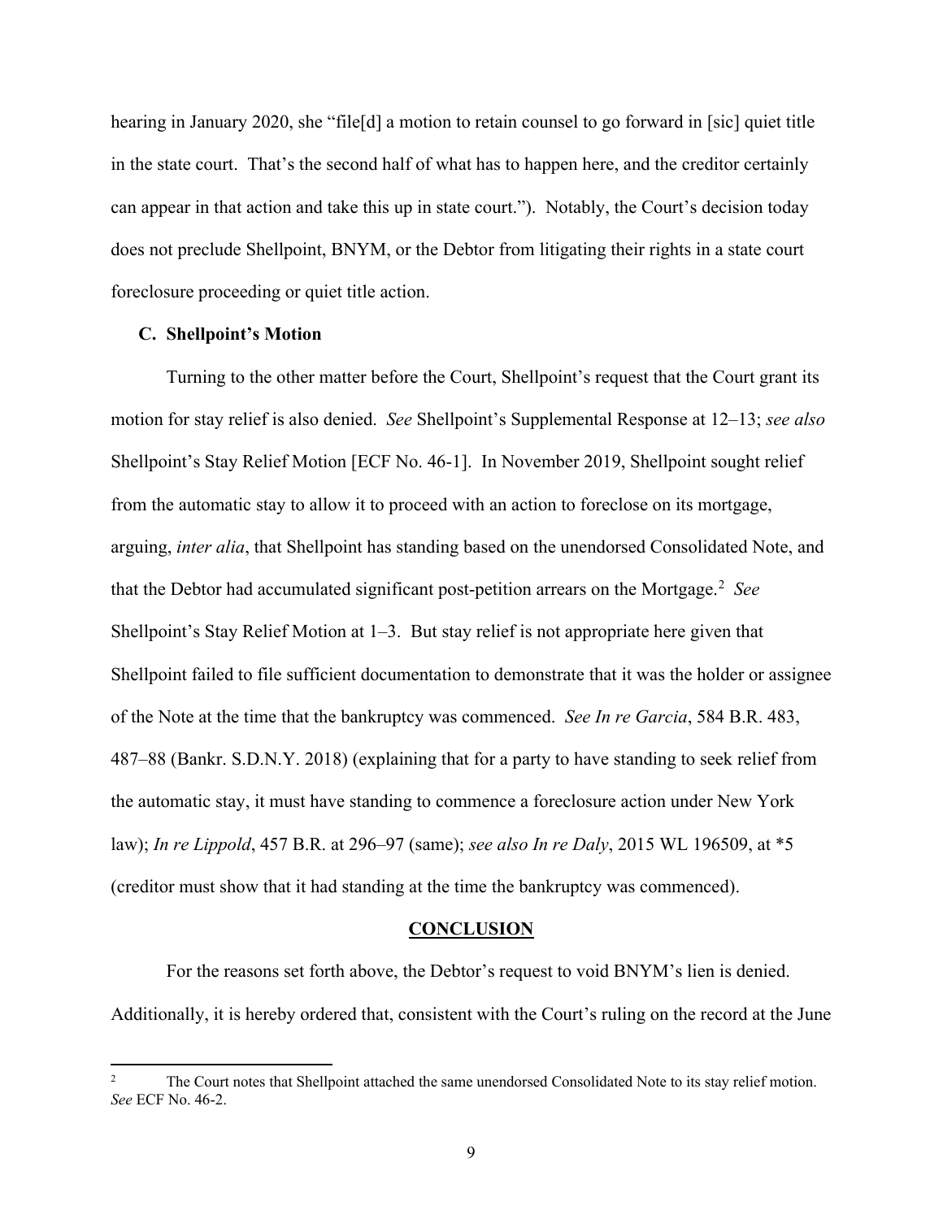hearing in January 2020, she "file[d] a motion to retain counsel to go forward in [sic] quiet title in the state court. That's the second half of what has to happen here, and the creditor certainly can appear in that action and take this up in state court."). Notably, the Court's decision today does not preclude Shellpoint, BNYM, or the Debtor from litigating their rights in a state court foreclosure proceeding or quiet title action.

### C. Shellpoint's Motion

Turning to the other matter before the Court, Shellpoint's request that the Court grant its motion for stay relief is also denied. *See* Shellpoint's Supplemental Response at 12–13; *see also* Shellpoint's Stay Relief Motion [ECF No. 46-1]. In November 2019, Shellpoint sought relief from the automatic stay to allow it to proceed with an action to foreclose on its mortgage, arguing, *inter alia*, that Shellpoint has standing based on the unendorsed Consolidated Note, and that the Debtor had accumulated significant post-petition arrears on the Mortgage.[2] *See* Shellpoint's Stay Relief Motion at 1–3. But stay relief is not appropriate here given that Shellpoint failed to file sufficient documentation to demonstrate that it was the holder or assignee of the Note at the time that the bankruptcy was commenced. *See In re Garcia*, 584 B.R. 483, 487–88 (Bankr. S.D.N.Y. 2018) (explaining that for a party to have standing to seek relief from the automatic stay, it must have standing to commence a foreclosure action under New York law); *In re Lippold*, 457 B.R. at 296–97 (same); *see also In re Daly*, 2015 WL 196509, at *5 (creditor must show that it had standing at the time the bankruptcy was commenced).

## CONCLUSION

For the reasons set forth above, the Debtor's request to void BNYM's lien is denied. Additionally, it is hereby ordered that, consistent with the Court's ruling on the record at the June

---

[2] The Court notes that Shellpoint attached the same unendorsed Consolidated Note to its stay relief motion. *See* ECF No. 46-2.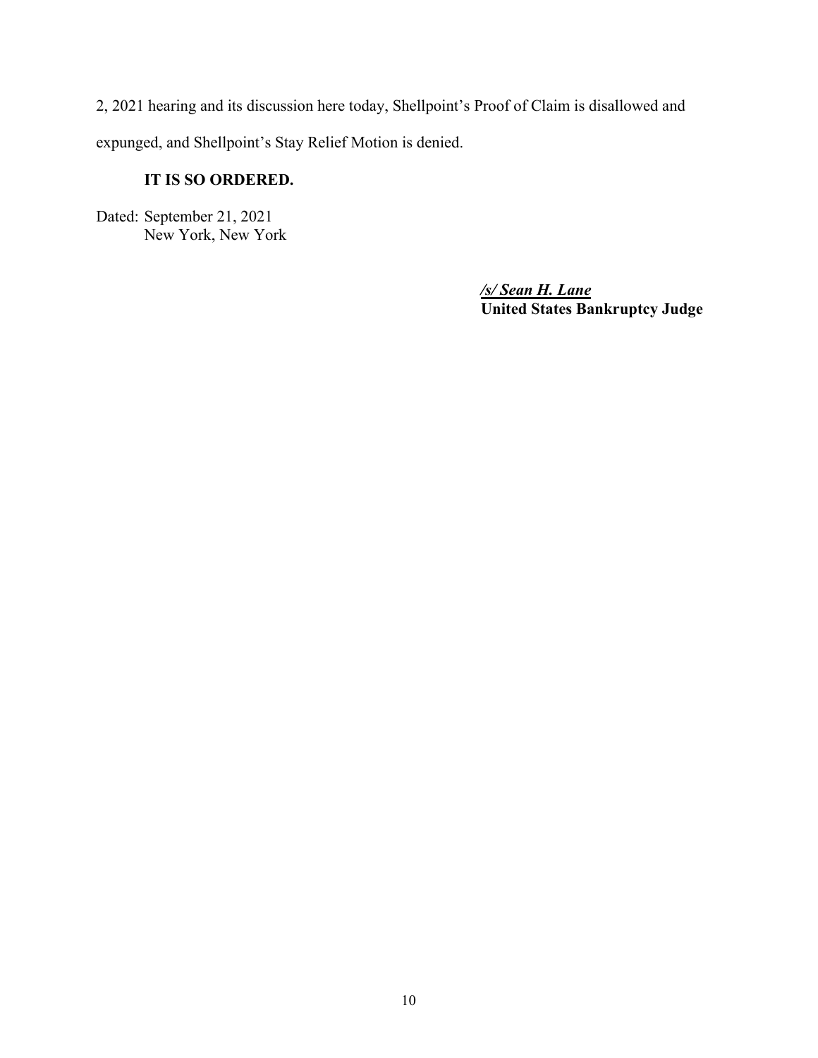2, 2021 hearing and its discussion here today, Shellpoint's Proof of Claim is disallowed and expunged, and Shellpoint's Stay Relief Motion is denied.

**IT IS SO ORDERED.**

Dated: September 21, 2021
New York, New York

***/s/ Sean H. Lane***
**United States Bankruptcy Judge**